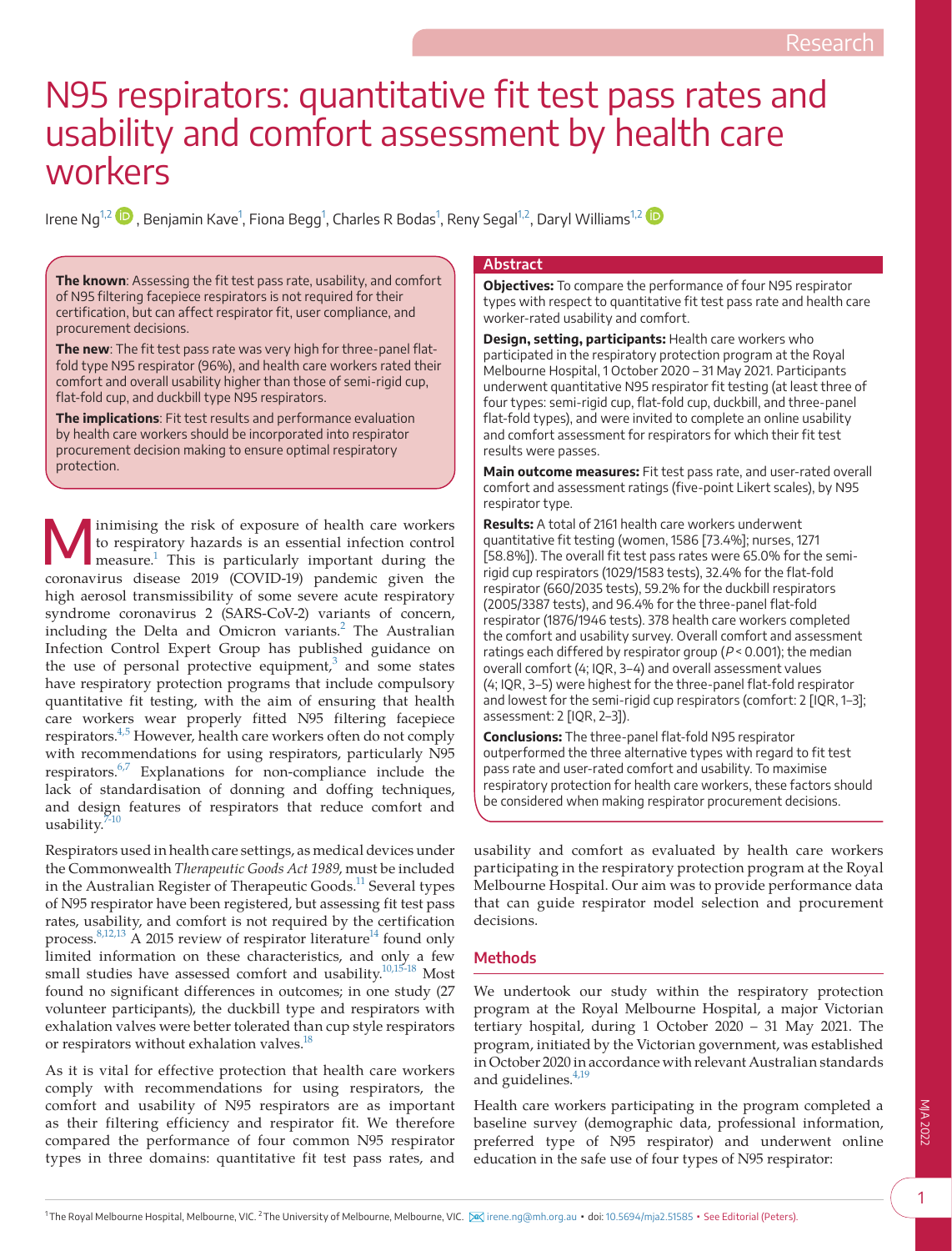# N95 respirators: quantitative fit test pass rates and usability and comfort assessment by health care workers

Irene Ng[1,2], Benjamin Kave[1], Fiona Begg[1], Charles R Bodas[1], Reny Segal[1,2], Daryl Williams[1,2]

**The known**: Assessing the fit test pass rate, usability, and comfort of N95 filtering facepiece respirators is not required for their certification, but can affect respirator fit, user compliance, and procurement decisions.

**The new**: The fit test pass rate was very high for three-panel flat-fold type N95 respirator (96%), and health care workers rated their comfort and overall usability higher than those of semi-rigid cup, flat-fold cup, and duckbill type N95 respirators.

**The implications**: Fit test results and performance evaluation by health care workers should be incorporated into respirator procurement decision making to ensure optimal respiratory protection.

## Abstract

**Objectives:** To compare the performance of four N95 respirator types with respect to quantitative fit test pass rate and health care worker-rated usability and comfort.

**Design, setting, participants:** Health care workers who participated in the respiratory protection program at the Royal Melbourne Hospital, 1 October 2020 – 31 May 2021. Participants underwent quantitative N95 respirator fit testing (at least three of four types: semi-rigid cup, flat-fold cup, duckbill, and three-panel flat-fold types), and were invited to complete an online usability and comfort assessment for respirators for which their fit test results were passes.

**Main outcome measures:** Fit test pass rate, and user-rated overall comfort and assessment ratings (five-point Likert scales), by N95 respirator type.

**Results:** A total of 2161 health care workers underwent quantitative fit testing (women, 1586 [73.4%]; nurses, 1271 [58.8%]). The overall fit test pass rates were 65.0% for the semi-rigid cup respirators (1029/1583 tests), 32.4% for the flat-fold respirator (660/2035 tests), 59.2% for the duckbill respirators (2005/3387 tests), and 96.4% for the three-panel flat-fold respirator (1876/1946 tests). 378 health care workers completed the comfort and usability survey. Overall comfort and assessment ratings each differed by respirator group ($P < 0.001$); the median overall comfort (4; IQR, 3–4) and overall assessment values (4; IQR, 3–5) were highest for the three-panel flat-fold respirator and lowest for the semi-rigid cup respirators (comfort: 2 [IQR, 1–3]; assessment: 2 [IQR, 2–3]).

**Conclusions:** The three-panel flat-fold N95 respirator outperformed the three alternative types with regard to fit test pass rate and user-rated comfort and usability. To maximise respiratory protection for health care workers, these factors should be considered when making respirator procurement decisions.

Minimising the risk of exposure of health care workers to respiratory hazards is an essential infection control measure.[1] This is particularly important during the coronavirus disease 2019 (COVID-19) pandemic given the high aerosol transmissibility of some severe acute respiratory syndrome coronavirus 2 (SARS-CoV-2) variants of concern, including the Delta and Omicron variants.[2] The Australian Infection Control Expert Group has published guidance on the use of personal protective equipment,[3] and some states have respiratory protection programs that include compulsory quantitative fit testing, with the aim of ensuring that health care workers wear properly fitted N95 filtering facepiece respirators.[4,5] However, health care workers often do not comply with recommendations for using respirators, particularly N95 respirators.[6,7] Explanations for non-compliance include the lack of standardisation of donning and doffing techniques, and design features of respirators that reduce comfort and usability.[7-10]

Respirators used in health care settings, as medical devices under the Commonwealth *Therapeutic Goods Act 1989*, must be included in the Australian Register of Therapeutic Goods.[11] Several types of N95 respirator have been registered, but assessing fit test pass rates, usability, and comfort is not required by the certification process.[8,12,13] A 2015 review of respirator literature[14] found only limited information on these characteristics, and only a few small studies have assessed comfort and usability.[10,15-18] Most found no significant differences in outcomes; in one study (27 volunteer participants), the duckbill type and respirators with exhalation valves were better tolerated than cup style respirators or respirators without exhalation valves.[18]

As it is vital for effective protection that health care workers comply with recommendations for using respirators, the comfort and usability of N95 respirators are as important as their filtering efficiency and respirator fit. We therefore compared the performance of four common N95 respirator types in three domains: quantitative fit test pass rates, and usability and comfort as evaluated by health care workers participating in the respiratory protection program at the Royal Melbourne Hospital. Our aim was to provide performance data that can guide respirator model selection and procurement decisions.

## Methods

We undertook our study within the respiratory protection program at the Royal Melbourne Hospital, a major Victorian tertiary hospital, during 1 October 2020 – 31 May 2021. The program, initiated by the Victorian government, was established in October 2020 in accordance with relevant Australian standards and guidelines.[4,19]

Health care workers participating in the program completed a baseline survey (demographic data, professional information, preferred type of N95 respirator) and underwent online education in the safe use of four types of N95 respirator:

[1] The Royal Melbourne Hospital, Melbourne, VIC. [2] The University of Melbourne, Melbourne, VIC. irene.ng@mh.org.au • doi: 10.5694/mja2.51585 • See Editorial (Peters).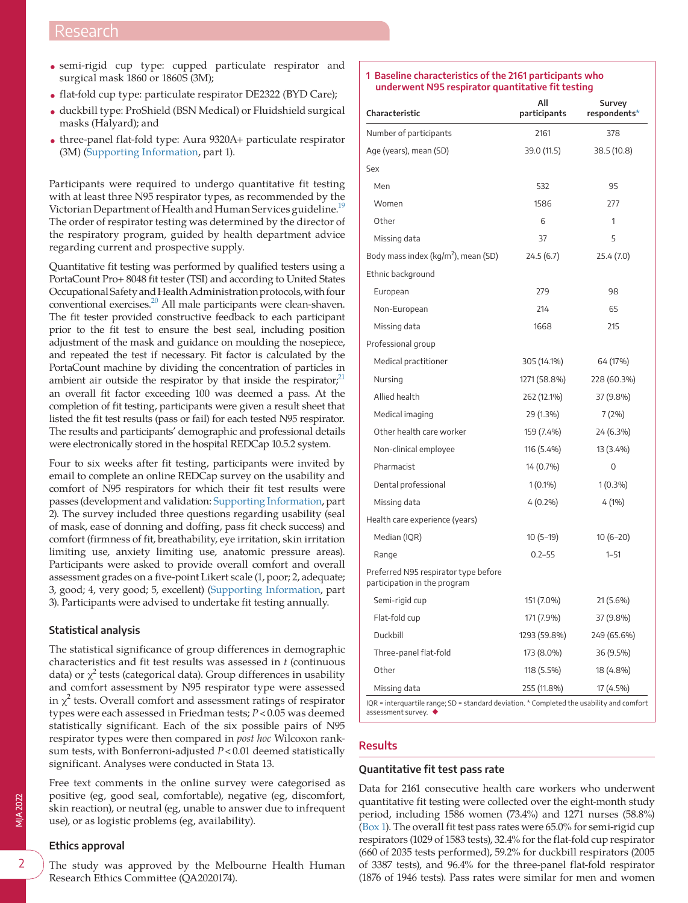- semi-rigid cup type: cupped particulate respirator and surgical mask 1860 or 1860S (3M);
- flat-fold cup type: particulate respirator DE2322 (BYD Care);
- duckbill type: ProShield (BSN Medical) or Fluidshield surgical masks (Halyard); and
- three-panel flat-fold type: Aura 9320A+ particulate respirator (3M) (Supporting Information, part 1).

Participants were required to undergo quantitative fit testing with at least three N95 respirator types, as recommended by the Victorian Department of Health and Human Services guideline.[19] The order of respirator testing was determined by the director of the respiratory program, guided by health department advice regarding current and prospective supply.

Quantitative fit testing was performed by qualified testers using a PortaCount Pro+ 8048 fit tester (TSI) and according to United States Occupational Safety and Health Administration protocols, with four conventional exercises.[20] All male participants were clean-shaven. The fit tester provided constructive feedback to each participant prior to the fit test to ensure the best seal, including position adjustment of the mask and guidance on moulding the nosepiece, and repeated the test if necessary. Fit factor is calculated by the PortaCount machine by dividing the concentration of particles in ambient air outside the respirator by that inside the respirator;[21] an overall fit factor exceeding 100 was deemed a pass. At the completion of fit testing, participants were given a result sheet that listed the fit test results (pass or fail) for each tested N95 respirator. The results and participants' demographic and professional details were electronically stored in the hospital REDCap 10.5.2 system.

Four to six weeks after fit testing, participants were invited by email to complete an online REDCap survey on the usability and comfort of N95 respirators for which their fit test results were passes (development and validation: Supporting Information, part 2). The survey included three questions regarding usability (seal of mask, ease of donning and doffing, pass fit check success) and comfort (firmness of fit, breathability, eye irritation, skin irritation limiting use, anxiety limiting use, anatomic pressure areas). Participants were asked to provide overall comfort and overall assessment grades on a five-point Likert scale (1, poor; 2, adequate; 3, good; 4, very good; 5, excellent) (Supporting Information, part 3). Participants were advised to undertake fit testing annually.

### Statistical analysis

The statistical significance of group differences in demographic characteristics and fit test results was assessed in *t* (continuous data) or $\chi^2$ tests (categorical data). Group differences in usability and comfort assessment by N95 respirator type were assessed in $\chi^2$ tests. Overall comfort and assessment ratings of respirator types were each assessed in Friedman tests. $P < 0.05$ was deemed statistically significant. Each of the six possible pairs of N95 respirator types were then compared in *post hoc* Wilcoxon rank-sum tests, with Bonferroni-adjusted $P < 0.01$ deemed statistically significant. Analyses were conducted in Stata 13.

Free text comments in the online survey were categorised as positive (eg, good seal, comfortable), negative (eg, discomfort, skin reaction), or neutral (eg, unable to answer due to infrequent use), or as logistic problems (eg, availability).

### Ethics approval

The study was approved by the Melbourne Health Human Research Ethics Committee (QA2020174).

**1 Baseline characteristics of the 2161 participants who underwent N95 respirator quantitative fit testing**

| Characteristic | All participants | Survey respondents* |
|---|---|---|
| Number of participants | 2161 | 378 |
| Age (years), mean (SD) | 39.0 (11.5) | 38.5 (10.8) |
| Sex | | |
| Men | 532 | 95 |
| Women | 1586 | 277 |
| Other | 6 | 1 |
| Missing data | 37 | 5 |
| Body mass index (kg/m²), mean (SD) | 24.5 (6.7) | 25.4 (7.0) |
| Ethnic background | | |
| European | 279 | 98 |
| Non-European | 214 | 65 |
| Missing data | 1668 | 215 |
| Professional group | | |
| Medical practitioner | 305 (14.1%) | 64 (17%) |
| Nursing | 1271 (58.8%) | 228 (60.3%) |
| Allied health | 262 (12.1%) | 37 (9.8%) |
| Medical imaging | 29 (1.3%) | 7 (2%) |
| Other health care worker | 159 (7.4%) | 24 (6.3%) |
| Non-clinical employee | 116 (5.4%) | 13 (3.4%) |
| Pharmacist | 14 (0.7%) | 0 |
| Dental professional | 1 (0.1%) | 1 (0.3%) |
| Missing data | 4 (0.2%) | 4 (1%) |
| Health care experience (years) | | |
| Median (IQR) | 10 (5–19) | 10 (6–20) |
| Range | 0.2–55 | 1–51 |
| Preferred N95 respirator type before participation in the program | | |
| Semi-rigid cup | 151 (7.0%) | 21 (5.6%) |
| Flat-fold cup | 171 (7.9%) | 37 (9.8%) |
| Duckbill | 1293 (59.8%) | 249 (65.6%) |
| Three-panel flat-fold | 173 (8.0%) | 36 (9.5%) |
| Other | 118 (5.5%) | 18 (4.8%) |
| Missing data | 255 (11.8%) | 17 (4.5%) |

IQR = interquartile range; SD = standard deviation. * Completed the usability and comfort assessment survey. ◆

## Results

### Quantitative fit test pass rate

Data for 2161 consecutive health care workers who underwent quantitative fit testing were collected over the eight-month study period, including 1586 women (73.4%) and 1271 nurses (58.8%) (Box 1). The overall fit test pass rates were 65.0% for semi-rigid cup respirators (1029 of 1583 tests), 32.4% for the flat-fold cup respirator (660 of 2035 tests performed), 59.2% for duckbill respirators (2005 of 3387 tests), and 96.4% for the three-panel flat-fold respirator (1876 of 1946 tests). Pass rates were similar for men and women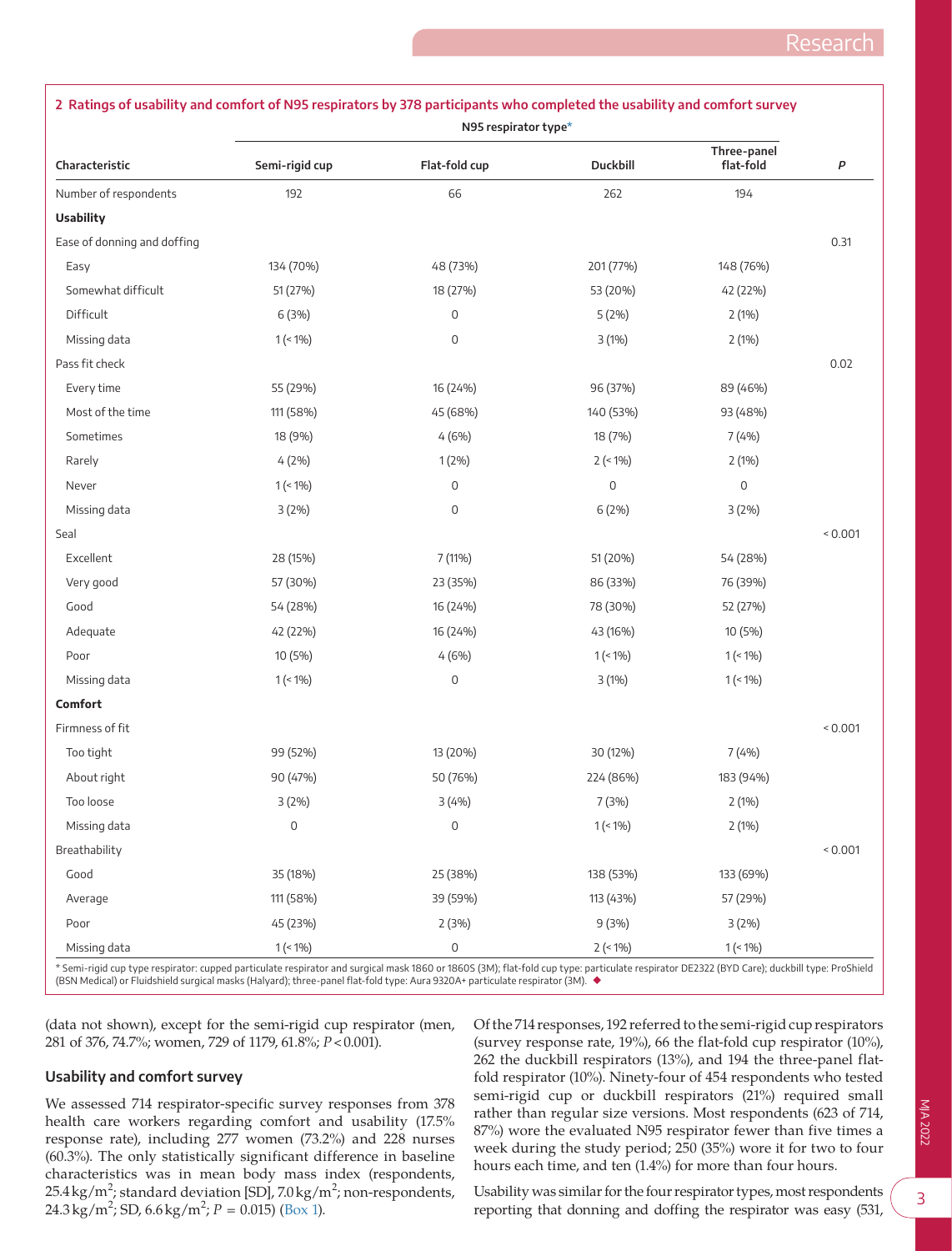**2 Ratings of usability and comfort of N95 respirators by 378 participants who completed the usability and comfort survey**

| | N95 respirator type* | | | | |
|---|---|---|---|---|---|
| Characteristic | Semi-rigid cup | Flat-fold cup | Duckbill | Three-panel flat-fold | P |
| Number of respondents | 192 | 66 | 262 | 194 | |
| **Usability** | | | | | |
| Ease of donning and doffing | | | | | 0.31 |
| Easy | 134 (70%) | 48 (73%) | 201 (77%) | 148 (76%) | |
| Somewhat difficult | 51 (27%) | 18 (27%) | 53 (20%) | 42 (22%) | |
| Difficult | 6 (3%) | 0 | 5 (2%) | 2 (1%) | |
| Missing data | 1 (< 1%) | 0 | 3 (1%) | 2 (1%) | |
| Pass fit check | | | | | 0.02 |
| Every time | 55 (29%) | 16 (24%) | 96 (37%) | 89 (46%) | |
| Most of the time | 111 (58%) | 45 (68%) | 140 (53%) | 93 (48%) | |
| Sometimes | 18 (9%) | 4 (6%) | 18 (7%) | 7 (4%) | |
| Rarely | 4 (2%) | 1 (2%) | 2 (< 1%) | 2 (1%) | |
| Never | 1 (< 1%) | 0 | 0 | 0 | |
| Missing data | 3 (2%) | 0 | 6 (2%) | 3 (2%) | |
| Seal | | | | | < 0.001 |
| Excellent | 28 (15%) | 7 (11%) | 51 (20%) | 54 (28%) | |
| Very good | 57 (30%) | 23 (35%) | 86 (33%) | 76 (39%) | |
| Good | 54 (28%) | 16 (24%) | 78 (30%) | 52 (27%) | |
| Adequate | 42 (22%) | 16 (24%) | 43 (16%) | 10 (5%) | |
| Poor | 10 (5%) | 4 (6%) | 1 (< 1%) | 1 (< 1%) | |
| Missing data | 1 (< 1%) | 0 | 3 (1%) | 1 (< 1%) | |
| **Comfort** | | | | | |
| Firmness of fit | | | | | < 0.001 |
| Too tight | 99 (52%) | 13 (20%) | 30 (12%) | 7 (4%) | |
| About right | 90 (47%) | 50 (76%) | 224 (86%) | 183 (94%) | |
| Too loose | 3 (2%) | 3 (4%) | 7 (3%) | 2 (1%) | |
| Missing data | 0 | 0 | 1 (< 1%) | 2 (1%) | |
| Breathability | | | | | < 0.001 |
| Good | 35 (18%) | 25 (38%) | 138 (53%) | 133 (69%) | |
| Average | 111 (58%) | 39 (59%) | 113 (43%) | 57 (29%) | |
| Poor | 45 (23%) | 2 (3%) | 9 (3%) | 3 (2%) | |
| Missing data | 1 (< 1%) | 0 | 2 (< 1%) | 1 (< 1%) | |

\* Semi-rigid cup type respirator: cupped particulate respirator and surgical mask 1860 or 1860S (3M); flat-fold cup type: particulate respirator DE2322 (BYD Care); duckbill type: ProShield (BSN Medical) or Fluidshield surgical masks (Halyard); three-panel flat-fold type: Aura 9320A+ particulate respirator (3M). ◆

(data not shown), except for the semi-rigid cup respirator (men, 281 of 376, 74.7%; women, 729 of 1179, 61.8%; $P < 0.001$).

## Usability and comfort survey

We assessed 714 respirator-specific survey responses from 378 health care workers regarding comfort and usability (17.5% response rate), including 277 women (73.2%) and 228 nurses (60.3%). The only statistically significant difference in baseline characteristics was in mean body mass index (respondents, $25.4\,kg/m^2$; standard deviation [SD], $7.0\,kg/m^2$; non-respondents, $24.3\,kg/m^2$; SD, $6.6\,kg/m^2$; $P = 0.015$) (Box 1).

Of the 714 responses, 192 referred to the semi-rigid cup respirators (survey response rate, 19%), 66 the flat-fold cup respirator (10%), 262 the duckbill respirators (13%), and 194 the three-panel flat-fold respirator (10%). Ninety-four of 454 respondents who tested semi-rigid cup or duckbill respirators (21%) required small rather than regular size versions. Most respondents (623 of 714, 87%) wore the evaluated N95 respirator fewer than five times a week during the study period; 250 (35%) wore it for two to four hours each time, and ten (1.4%) for more than four hours.

Usability was similar for the four respirator types, most respondents reporting that donning and doffing the respirator was easy (531,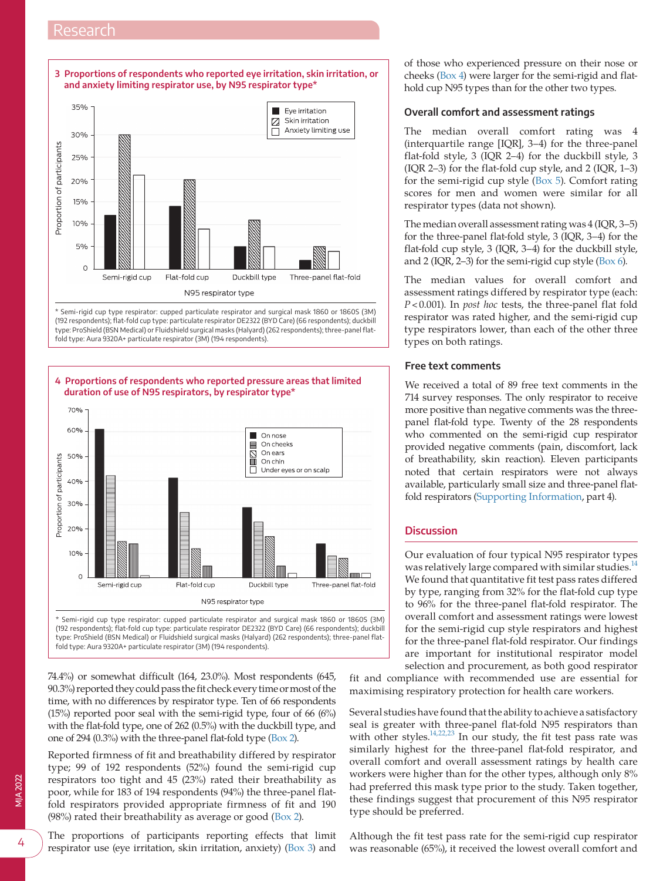3 Proportions of respondents who reported eye irritation, skin irritation, or and anxiety limiting respirator use, by N95 respirator type*

35%
30%
25%
20%
15%
10%
5%
0
Proportion of participants
Eye irritation
Skin irritation
Anxiety limiting use
Semi-rigid cup
Flat-fold cup
Duckbill type
Three-panel flat-fold
N95 respirator type

* Semi-rigid cup type respirator: cupped particulate respirator and surgical mask 1860 or 1860S (3M) (192 respondents); flat-fold cup type: particulate respirator DE2322 (BYD Care) (66 respondents); duckbill type: ProShield (BSN Medical) or Fluidshield surgical masks (Halyard) (262 respondents); three-panel flat-fold type: Aura 9320A+ particulate respirator (3M) (194 respondents).

4 Proportions of respondents who reported pressure areas that limited duration of use of N95 respirators, by respirator type*

70%
60%
50%
40%
30%
20%
10%
0
Proportion of participants
On nose
On cheeks
On ears
On chin
Under eyes or on scalp
Semi-rigid cup
Flat-fold cup
Duckbill type
Three-panel flat-fold
N95 respirator type

* Semi-rigid cup type respirator: cupped particulate respirator and surgical mask 1860 or 1860S (3M) (192 respondents); flat-fold cup type: particulate respirator DE2322 (BYD Care) (66 respondents); duckbill type: ProShield (BSN Medical) or Fluidshield surgical masks (Halyard) (262 respondents); three-panel flat-fold type: Aura 9320A+ particulate respirator (3M) (194 respondents).

74.4%) or somewhat difficult (164, 23.0%). Most respondents (645, 90.3%) reported they could pass the fit check every time or most of the time, with no differences by respirator type. Ten of 66 respondents (15%) reported poor seal with the semi-rigid type, four of 66 (6%) with the flat-fold type, one of 262 (0.5%) with the duckbill type, and one of 294 (0.3%) with the three-panel flat-fold type (Box 2).

Reported firmness of fit and breathability differed by respirator type; 99 of 192 respondents (52%) found the semi-rigid cup respirators too tight and 45 (23%) rated their breathability as poor, while for 183 of 194 respondents (94%) the three-panel flat-fold respirators provided appropriate firmness of fit and 190 (98%) rated their breathability as average or good (Box 2).

The proportions of participants reporting effects that limit respirator use (eye irritation, skin irritation, anxiety) (Box 3) and of those who experienced pressure on their nose or cheeks (Box 4) were larger for the semi-rigid and flat-hold cup N95 types than for the other two types.

### Overall comfort and assessment ratings

The median overall comfort rating was 4 (interquartile range [IQR], 3–4) for the three-panel flat-fold style, 3 (IQR 2–4) for the duckbill style, 3 (IQR 2–3) for the flat-fold cup style, and 2 (IQR, 1–3) for the semi-rigid cup style (Box 5). Comfort rating scores for men and women were similar for all respirator types (data not shown).

The median overall assessment rating was 4 (IQR, 3–5) for the three-panel flat-fold style, 3 (IQR, 3–4) for the flat-fold cup style, 3 (IQR, 3–4) for the duckbill style, and 2 (IQR, 2–3) for the semi-rigid cup style (Box 6).

The median values for overall comfort and assessment ratings differed by respirator type (each: $P < 0.001$). In *post hoc* tests, the three-panel flat fold respirator was rated higher, and the semi-rigid cup type respirators lower, than each of the other three types on both ratings.

### Free text comments

We received a total of 89 free text comments in the 714 survey responses. The only respirator to receive more positive than negative comments was the three-panel flat-fold type. Twenty of the 28 respondents who commented on the semi-rigid cup respirator provided negative comments (pain, discomfort, lack of breathability, skin reaction). Eleven participants noted that certain respirators were not always available, particularly small size and three-panel flat-fold respirators (Supporting Information, part 4).

## Discussion

Our evaluation of four typical N95 respirator types was relatively large compared with similar studies.[14] We found that quantitative fit test pass rates differed by type, ranging from 32% for the flat-fold cup type to 96% for the three-panel flat-fold respirator. The overall comfort and assessment ratings were lowest for the semi-rigid cup style respirators and highest for the three-panel flat-fold respirator. Our findings are important for institutional respirator model selection and procurement, as both good respirator fit and compliance with recommended use are essential for maximising respiratory protection for health care workers.

Several studies have found that the ability to achieve a satisfactory seal is greater with three-panel flat-fold N95 respirators than with other styles.[14,22,23] In our study, the fit test pass rate was similarly highest for the three-panel flat-fold respirator, and overall comfort and overall assessment ratings by health care workers were higher than for the other types, although only 8% had preferred this mask type prior to the study. Taken together, these findings suggest that procurement of this N95 respirator type should be preferred.

Although the fit test pass rate for the semi-rigid cup respirator was reasonable (65%), it received the lowest overall comfort and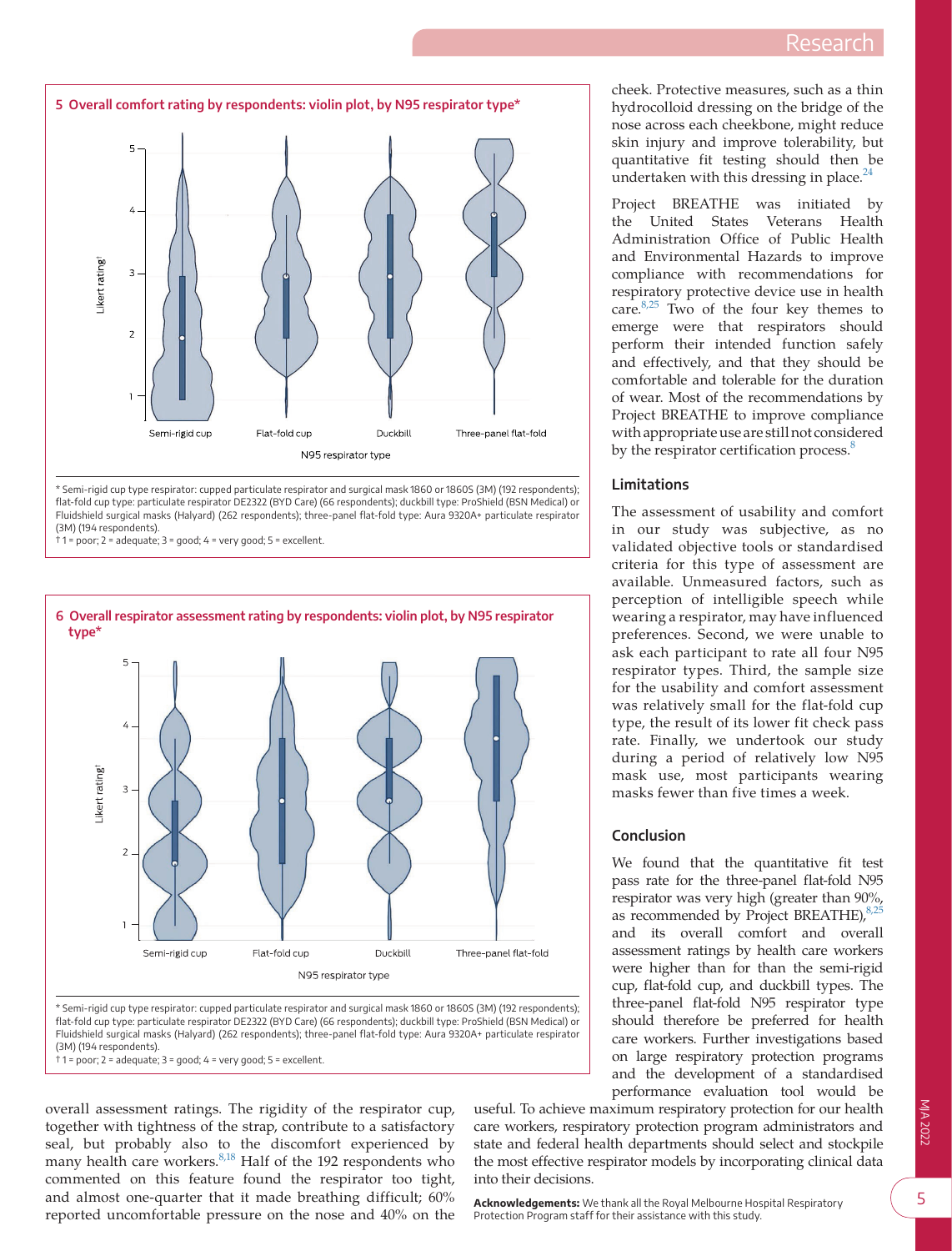**5 Overall comfort rating by respondents: violin plot, by N95 respirator type***

Likert rating†

5
4
3
2
1

Semi-rigid cup
Flat-fold cup
Duckbill
Three-panel flat-fold

N95 respirator type

* Semi-rigid cup type respirator: cupped particulate respirator and surgical mask 1860 or 1860S (3M) (192 respondents); flat-fold cup type: particulate respirator DE2322 (BYD Care) (66 respondents); duckbill type: ProShield (BSN Medical) or Fluidshield surgical masks (Halyard) (262 respondents); three-panel flat-fold type: Aura 9320A+ particulate respirator (3M) (194 respondents).
† 1 = poor; 2 = adequate; 3 = good; 4 = very good; 5 = excellent.

**6 Overall respirator assessment rating by respondents: violin plot, by N95 respirator type***

Likert rating†

5
4
3
2
1

Semi-rigid cup
Flat-fold cup
Duckbill
Three-panel flat-fold

N95 respirator type

* Semi-rigid cup type respirator: cupped particulate respirator and surgical mask 1860 or 1860S (3M) (192 respondents); flat-fold cup type: particulate respirator DE2322 (BYD Care) (66 respondents); duckbill type: ProShield (BSN Medical) or Fluidshield surgical masks (Halyard) (262 respondents); three-panel flat-fold type: Aura 9320A+ particulate respirator (3M) (194 respondents).
† 1 = poor; 2 = adequate; 3 = good; 4 = very good; 5 = excellent.

overall assessment ratings. The rigidity of the respirator cup, together with tightness of the strap, contribute to a satisfactory seal, but probably also to the discomfort experienced by many health care workers.[8,18] Half of the 192 respondents who commented on this feature found the respirator too tight, and almost one-quarter that it made breathing difficult; 60% reported uncomfortable pressure on the nose and 40% on the cheek. Protective measures, such as a thin hydrocolloid dressing on the bridge of the nose across each cheekbone, might reduce skin injury and improve tolerability, but quantitative fit testing should then be undertaken with this dressing in place.[24]

Project BREATHE was initiated by the United States Veterans Health Administration Office of Public Health and Environmental Hazards to improve compliance with recommendations for respiratory protective device use in health care.[8,25] Two of the four key themes to emerge were that respirators should perform their intended function safely and effectively, and that they should be comfortable and tolerable for the duration of wear. Most of the recommendations by Project BREATHE to improve compliance with appropriate use are still not considered by the respirator certification process.[8]

### Limitations

The assessment of usability and comfort in our study was subjective, as no validated objective tools or standardised criteria for this type of assessment are available. Unmeasured factors, such as perception of intelligible speech while wearing a respirator, may have influenced preferences. Second, we were unable to ask each participant to rate all four N95 respirator types. Third, the sample size for the usability and comfort assessment was relatively small for the flat-fold cup type, the result of its lower fit check pass rate. Finally, we undertook our study during a period of relatively low N95 mask use, most participants wearing masks fewer than five times a week.

### Conclusion

We found that the quantitative fit test pass rate for the three-panel flat-fold N95 respirator was very high (greater than 90%, as recommended by Project BREATHE),[8,25] and its overall comfort and overall assessment ratings by health care workers were higher than for than the semi-rigid cup, flat-fold cup, and duckbill types. The three-panel flat-fold N95 respirator type should therefore be preferred for health care workers. Further investigations based on large respiratory protection programs and the development of a standardised performance evaluation tool would be useful. To achieve maximum respiratory protection for our health care workers, respiratory protection program administrators and state and federal health departments should select and stockpile the most effective respirator models by incorporating clinical data into their decisions.

**Acknowledgements:** We thank all the Royal Melbourne Hospital Respiratory Protection Program staff for their assistance with this study.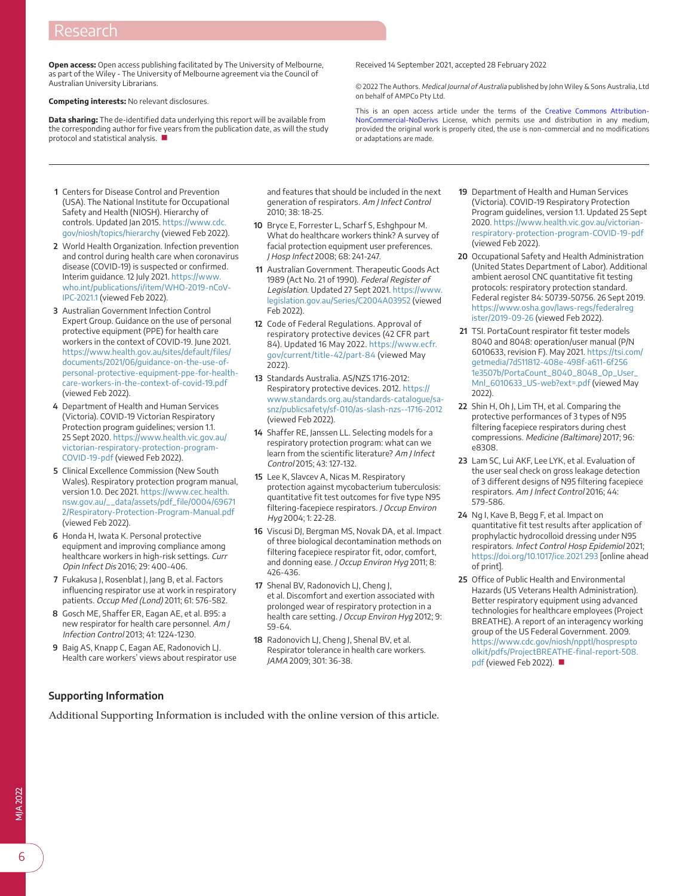**Open access:** Open access publishing facilitated by The University of Melbourne, as part of the Wiley - The University of Melbourne agreement via the Council of Australian University Librarians.

**Competing interests:** No relevant disclosures.

**Data sharing:** The de-identified data underlying this report will be available from the corresponding author for five years from the publication date, as will the study protocol and statistical analysis. ■

Received 14 September 2021, accepted 28 February 2022

© 2022 The Authors. *Medical Journal of Australia* published by John Wiley & Sons Australia, Ltd on behalf of AMPCo Pty Ltd.

This is an open access article under the terms of the Creative Commons Attribution-NonCommercial-NoDerivs License, which permits use and distribution in any medium, provided the original work is properly cited, the use is non-commercial and no modifications or adaptations are made.

1 Centers for Disease Control and Prevention (USA). The National Institute for Occupational Safety and Health (NIOSH). Hierarchy of controls. Updated Jan 2015. https://www.cdc.gov/niosh/topics/hierarchy (viewed Feb 2022).

2 World Health Organization. Infection prevention and control during health care when coronavirus disease (COVID-19) is suspected or confirmed. Interim guidance. 12 July 2021. https://www.who.int/publications/i/item/WHO-2019-nCoV-IPC-2021.1 (viewed Feb 2022).

3 Australian Government Infection Control Expert Group. Guidance on the use of personal protective equipment (PPE) for health care workers in the context of COVID-19. June 2021. https://www.health.gov.au/sites/default/files/documents/2021/06/guidance-on-the-use-of-personal-protective-equipment-ppe-for-health-care-workers-in-the-context-of-covid-19.pdf (viewed Feb 2022).

4 Department of Health and Human Services (Victoria). COVID-19 Victorian Respiratory Protection program guidelines; version 1.1. 25 Sept 2020. https://www.health.vic.gov.au/victorian-respiratory-protection-program-COVID-19-pdf (viewed Feb 2022).

5 Clinical Excellence Commission (New South Wales). Respiratory protection program manual, version 1.0. Dec 2021. https://www.cec.health.nsw.gov.au/__data/assets/pdf_file/0004/696712/Respiratory-Protection-Program-Manual.pdf (viewed Feb 2022).

6 Honda H, Iwata K. Personal protective equipment and improving compliance among healthcare workers in high-risk settings. *Curr Opin Infect Dis* 2016; 29: 400-406.

7 Fukakusa J, Rosenblat J, Jang B, et al. Factors influencing respirator use at work in respiratory patients. *Occup Med (Lond)* 2011; 61: 576-582.

8 Gosch ME, Shaffer ER, Eagan AE, et al. B95: a new respirator for health care personnel. *Am J Infection Control* 2013; 41: 1224-1230.

9 Baig AS, Knapp C, Eagan AE, Radonovich LJ. Health care workers' views about respirator use and features that should be included in the next generation of respirators. *Am J Infect Control* 2010; 38: 18-25.

10 Bryce E, Forrester L, Scharf S, Eshghpour M. What do healthcare workers think? A survey of facial protection equipment user preferences. *J Hosp Infect* 2008; 68: 241-247.

11 Australian Government. Therapeutic Goods Act 1989 (Act No. 21 of 1990). *Federal Register of Legislation*. Updated 27 Sept 2021. https://www.legislation.gov.au/Series/C2004A03952 (viewed Feb 2022).

12 Code of Federal Regulations. Approval of respiratory protective devices (42 CFR part 84). Updated 16 May 2022. https://www.ecfr.gov/current/title-42/part-84 (viewed May 2022).

13 Standards Australia. AS/NZS 1716-2012: Respiratory protective devices. 2012. https://www.standards.org.au/standards-catalogue/sa-snz/publicsafety/sf-010/as-slash-nzs--1716-2012 (viewed Feb 2022).

14 Shaffer RE, Janssen LL. Selecting models for a respiratory protection program: what can we learn from the scientific literature? *Am J Infect Control* 2015; 43: 127-132.

15 Lee K, Slavcev A, Nicas M. Respiratory protection against mycobacterium tuberculosis: quantitative fit test outcomes for five type N95 filtering-facepiece respirators. *J Occup Environ Hyg* 2004; 1: 22-28.

16 Viscusi DJ, Bergman MS, Novak DA, et al. Impact of three biological decontamination methods on filtering facepiece respirator fit, odor, comfort, and donning ease. *J Occup Environ Hyg* 2011; 8: 426-436.

17 Shenal BV, Radonovich LJ, Cheng J, et al. Discomfort and exertion associated with prolonged wear of respiratory protection in a health care setting. *J Occup Environ Hyg* 2012; 9: 59-64.

18 Radonovich LJ, Cheng J, Shenal BV, et al. Respirator tolerance in health care workers. *JAMA* 2009; 301: 36-38.

19 Department of Health and Human Services (Victoria). COVID-19 Respiratory Protection Program guidelines, version 1.1. Updated 25 Sept 2020. https://www.health.vic.gov.au/victorian-respiratory-protection-program-COVID-19-pdf (viewed Feb 2022).

20 Occupational Safety and Health Administration (United States Department of Labor). Additional ambient aerosol CNC quantitative fit testing protocols: respiratory protection standard. Federal register 84: 50739-50756. 26 Sept 2019. https://www.osha.gov/laws-regs/federalregister/2019-09-26 (viewed Feb 2022).

21 TSI. PortaCount respirator fit tester models 8040 and 8048: operation/user manual (P/N 6010633, revision F). May 2021. https://tsi.com/getmedia/7d511812-408e-498f-a611-6f2561e3507b/PortaCount_8040_8048_Op_User_Mnl_6010633_US-web?ext=.pdf (viewed May 2022).

22 Shin H, Oh J, Lim TH, et al. Comparing the protective performances of 3 types of N95 filtering facepiece respirators during chest compressions. *Medicine (Baltimore)* 2017; 96: e8308.

23 Lam SC, Lui AKF, Lee LYK, et al. Evaluation of the user seal check on gross leakage detection of 3 different designs of N95 filtering facepiece respirators. *Am J Infect Control* 2016; 44: 579-586.

24 Ng I, Kave B, Begg F, et al. Impact on quantitative fit test results after application of prophylactic hydrocolloid dressing under N95 respirators. *Infect Control Hosp Epidemiol* 2021; https://doi.org/10.1017/ice.2021.293 [online ahead of print].

25 Office of Public Health and Environmental Hazards (US Veterans Health Administration). Better respiratory equipment using advanced technologies for healthcare employees (Project BREATHE). A report of an interagency working group of the US Federal Government. 2009. https://www.cdc.gov/niosh/npptl/hospresptoolkit/pdfs/ProjectBREATHE-final-report-508.pdf (viewed Feb 2022). ■

## Supporting Information

Additional Supporting Information is included with the online version of this article.